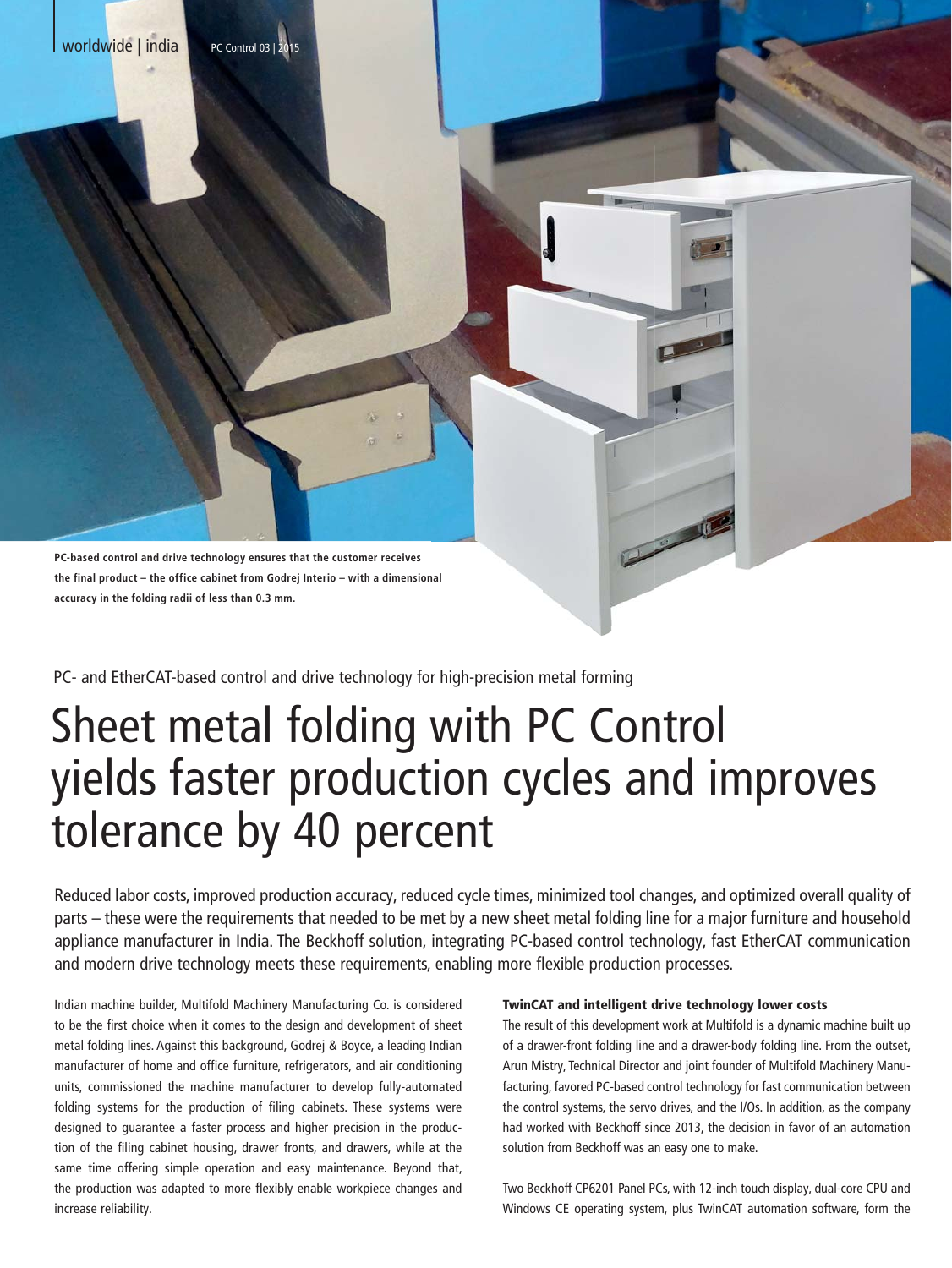PC-based control and drive technology ensures that the customer receives the final product – the office cabinet from Godrej Interio – with a dimensional accuracy in the folding radii of less than 0.3 mm.

PC- and EtherCAT-based control and drive technology for high-precision metal forming

# Sheet metal folding with PC Control yields faster production cycles and improves tolerance by 40 percent

Reduced labor costs, improved production accuracy, reduced cycle times, minimized tool changes, and optimized overall quality of parts – these were the requirements that needed to be met by a new sheet metal folding line for a major furniture and household appliance manufacturer in India. The Beckhoff solution, integrating PC-based control technology, fast EtherCAT communication and modern drive technology meets these requirements, enabling more flexible production processes.

Indian machine builder, Multifold Machinery Manufacturing Co. is considered to be the first choice when it comes to the design and development of sheet metal folding lines. Against this background, Godrej & Boyce, a leading Indian manufacturer of home and office furniture, refrigerators, and air conditioning units, commissioned the machine manufacturer to develop fully-automated folding systems for the production of filing cabinets. These systems were designed to guarantee a faster process and higher precision in the production of the filing cabinet housing, drawer fronts, and drawers, while at the same time offering simple operation and easy maintenance. Beyond that, the production was adapted to more flexibly enable workpiece changes and increase reliability.

#### TwinCAT and intelligent drive technology lower costs

The result of this development work at Multifold is a dynamic machine built up of a drawer-front folding line and a drawer-body folding line. From the outset, Arun Mistry, Technical Director and joint founder of Multifold Machinery Manufacturing, favored PC-based control technology for fast communication between the control systems, the servo drives, and the I/Os. In addition, as the company had worked with Beckhoff since 2013, the decision in favor of an automation solution from Beckhoff was an easy one to make.

Two Beckhoff CP6201 Panel PCs, with 12-inch touch display, dual-core CPU and Windows CE operating system, plus TwinCAT automation software, form the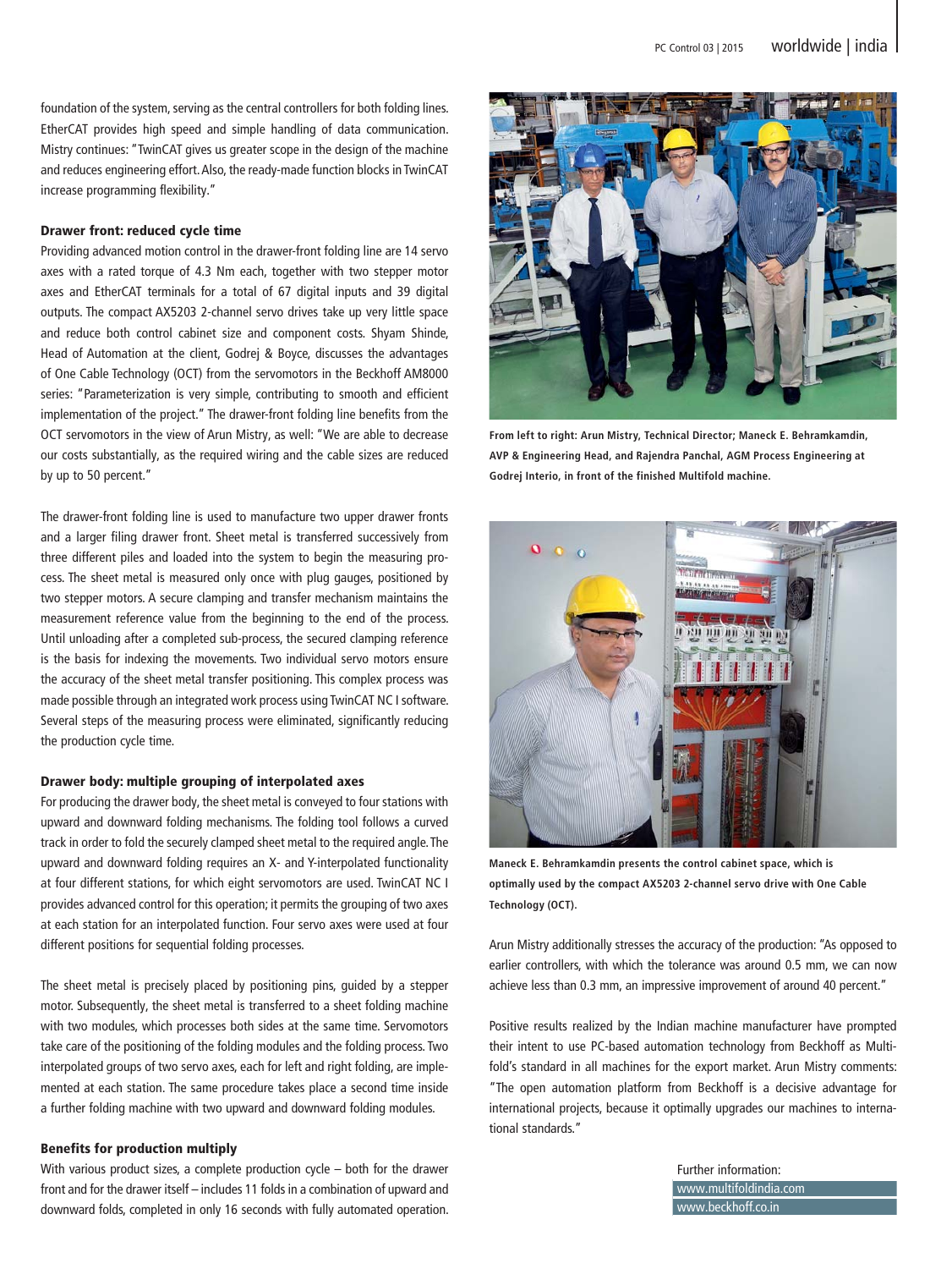foundation of the system, serving as the central controllers for both folding lines. EtherCAT provides high speed and simple handling of data communication. Mistry continues: "TwinCAT gives us greater scope in the design of the machine and reduces engineering effort. Also, the ready-made function blocks in TwinCAT increase programming flexibility."

### Drawer front: reduced cycle time

Providing advanced motion control in the drawer-front folding line are 14 servo axes with a rated torque of 4.3 Nm each, together with two stepper motor axes and EtherCAT terminals for a total of 67 digital inputs and 39 digital outputs. The compact AX5203 2-channel servo drives take up very little space and reduce both control cabinet size and component costs. Shyam Shinde, Head of Automation at the client, Godrej & Boyce, discusses the advantages of One Cable Technology (OCT) from the servomotors in the Beckhoff AM8000 series: "Parameterization is very simple, contributing to smooth and efficient implementation of the project." The drawer-front folding line benefits from the OCT servomotors in the view of Arun Mistry, as well: "We are able to decrease our costs substantially, as the required wiring and the cable sizes are reduced by up to 50 percent."

The drawer-front folding line is used to manufacture two upper drawer fronts and a larger filing drawer front. Sheet metal is transferred successively from three different piles and loaded into the system to begin the measuring process. The sheet metal is measured only once with plug gauges, positioned by two stepper motors. A secure clamping and transfer mechanism maintains the measurement reference value from the beginning to the end of the process. Until unloading after a completed sub-process, the secured clamping reference is the basis for indexing the movements. Two individual servo motors ensure the accuracy of the sheet metal transfer positioning. This complex process was made possible through an integrated work process using TwinCAT NC I software. Several steps of the measuring process were eliminated, significantly reducing the production cycle time.

### Drawer body: multiple grouping of interpolated axes

For producing the drawer body, the sheet metal is conveyed to four stations with upward and downward folding mechanisms. The folding tool follows a curved track in order to fold the securely clamped sheet metal to the required angle. The upward and downward folding requires an X- and Y-interpolated functionality at four different stations, for which eight servomotors are used. TwinCAT NC I provides advanced control for this operation; it permits the grouping of two axes at each station for an interpolated function. Four servo axes were used at four different positions for sequential folding processes.

The sheet metal is precisely placed by positioning pins, guided by a stepper motor. Subsequently, the sheet metal is transferred to a sheet folding machine with two modules, which processes both sides at the same time. Servomotors take care of the positioning of the folding modules and the folding process. Two interpolated groups of two servo axes, each for left and right folding, are implemented at each station. The same procedure takes place a second time inside a further folding machine with two upward and downward folding modules.

### Benefits for production multiply

With various product sizes, a complete production cycle – both for the drawer front and for the drawer itself – includes 11 folds in a combination of upward and downward folds, completed in only 16 seconds with fully automated operation.

**From left to right: Arun Mistry, Technical Director; Maneck E. Behramkamdin, AVP & Engineering Head, and Rajendra Panchal, AGM Process Engineering at Godrej Interio, in front of the finished Multifold machine.**

**Maneck E. Behramkamdin presents the control cabinet space, which is optimally used by the compact AX5203 2-channel servo drive with One Cable Technology (OCT).**

Arun Mistry additionally stresses the accuracy of the production: "As opposed to earlier controllers, with which the tolerance was around 0.5 mm, we can now achieve less than 0.3 mm, an impressive improvement of around 40 percent."

Positive results realized by the Indian machine manufacturer have prompted their intent to use PC-based automation technology from Beckhoff as Multifold's standard in all machines for the export market. Arun Mistry comments: "The open automation platform from Beckhoff is a decisive advantage for international projects, because it optimally upgrades our machines to international standards."

Further information:
www.multifoldindia.com
www.beckhoff.co.in